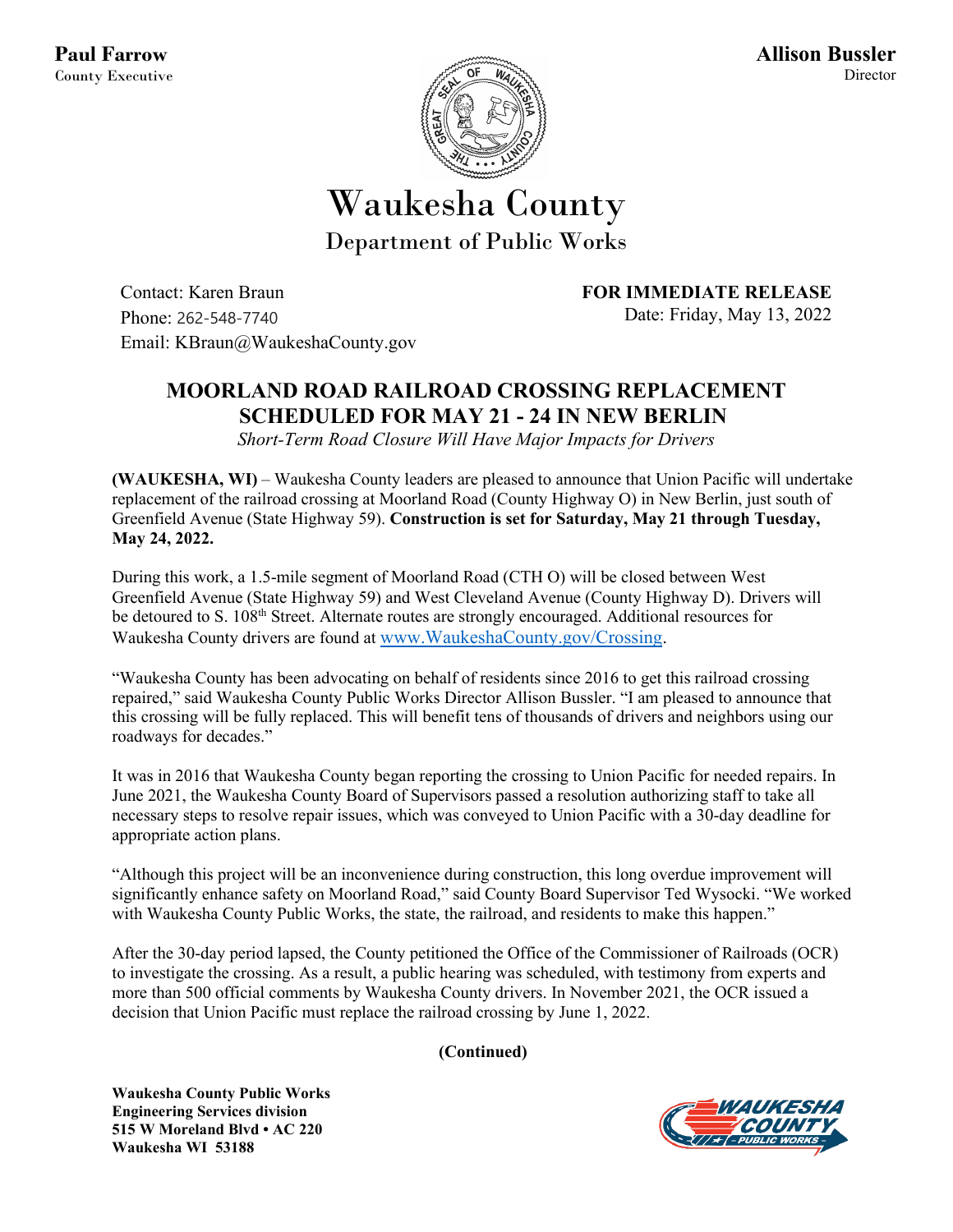**Paul Farrow**
County Executive

**Allison Bussler**
Director

# Waukesha County
## Department of Public Works

Contact: Karen Braun
Phone: 262-548-7740
Email: KBraun@WaukeshaCounty.gov

**FOR IMMEDIATE RELEASE**
Date: Friday, May 13, 2022

## MOORLAND ROAD RAILROAD CROSSING REPLACEMENT SCHEDULED FOR MAY 21 - 24 IN NEW BERLIN

*Short-Term Road Closure Will Have Major Impacts for Drivers*

**(WAUKESHA, WI)** – Waukesha County leaders are pleased to announce that Union Pacific will undertake replacement of the railroad crossing at Moorland Road (County Highway O) in New Berlin, just south of Greenfield Avenue (State Highway 59). **Construction is set for Saturday, May 21 through Tuesday, May 24, 2022.**

During this work, a 1.5-mile segment of Moorland Road (CTH O) will be closed between West Greenfield Avenue (State Highway 59) and West Cleveland Avenue (County Highway D). Drivers will be detoured to S. 108th Street. Alternate routes are strongly encouraged. Additional resources for Waukesha County drivers are found at [www.WaukeshaCounty.gov/Crossing](http://www.WaukeshaCounty.gov/Crossing).

"Waukesha County has been advocating on behalf of residents since 2016 to get this railroad crossing repaired," said Waukesha County Public Works Director Allison Bussler. "I am pleased to announce that this crossing will be fully replaced. This will benefit tens of thousands of drivers and neighbors using our roadways for decades."

It was in 2016 that Waukesha County began reporting the crossing to Union Pacific for needed repairs. In June 2021, the Waukesha County Board of Supervisors passed a resolution authorizing staff to take all necessary steps to resolve repair issues, which was conveyed to Union Pacific with a 30-day deadline for appropriate action plans.

"Although this project will be an inconvenience during construction, this long overdue improvement will significantly enhance safety on Moorland Road," said County Board Supervisor Ted Wysocki. "We worked with Waukesha County Public Works, the state, the railroad, and residents to make this happen."

After the 30-day period lapsed, the County petitioned the Office of the Commissioner of Railroads (OCR) to investigate the crossing. As a result, a public hearing was scheduled, with testimony from experts and more than 500 official comments by Waukesha County drivers. In November 2021, the OCR issued a decision that Union Pacific must replace the railroad crossing by June 1, 2022.

**(Continued)**

**Waukesha County Public Works**
**Engineering Services division**
**515 W Moreland Blvd • AC 220**
**Waukesha WI 53188**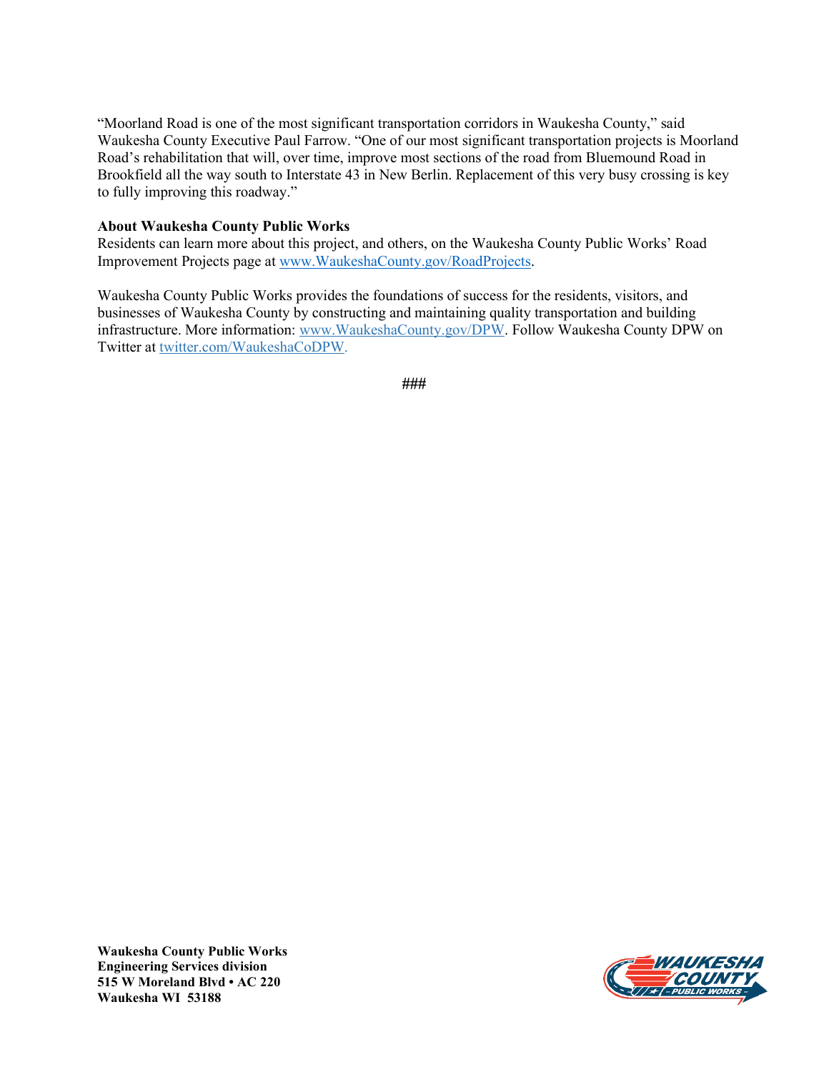"Moorland Road is one of the most significant transportation corridors in Waukesha County," said Waukesha County Executive Paul Farrow. "One of our most significant transportation projects is Moorland Road's rehabilitation that will, over time, improve most sections of the road from Bluemound Road in Brookfield all the way south to Interstate 43 in New Berlin. Replacement of this very busy crossing is key to fully improving this roadway."

**About Waukesha County Public Works**

Residents can learn more about this project, and others, on the Waukesha County Public Works' Road Improvement Projects page at www.WaukeshaCounty.gov/RoadProjects.

Waukesha County Public Works provides the foundations of success for the residents, visitors, and businesses of Waukesha County by constructing and maintaining quality transportation and building infrastructure. More information: www.WaukeshaCounty.gov/DPW. Follow Waukesha County DPW on Twitter at twitter.com/WaukeshaCoDPW.

###

**Waukesha County Public Works**
**Engineering Services division**
**515 W Moreland Blvd • AC 220**
**Waukesha WI 53188**